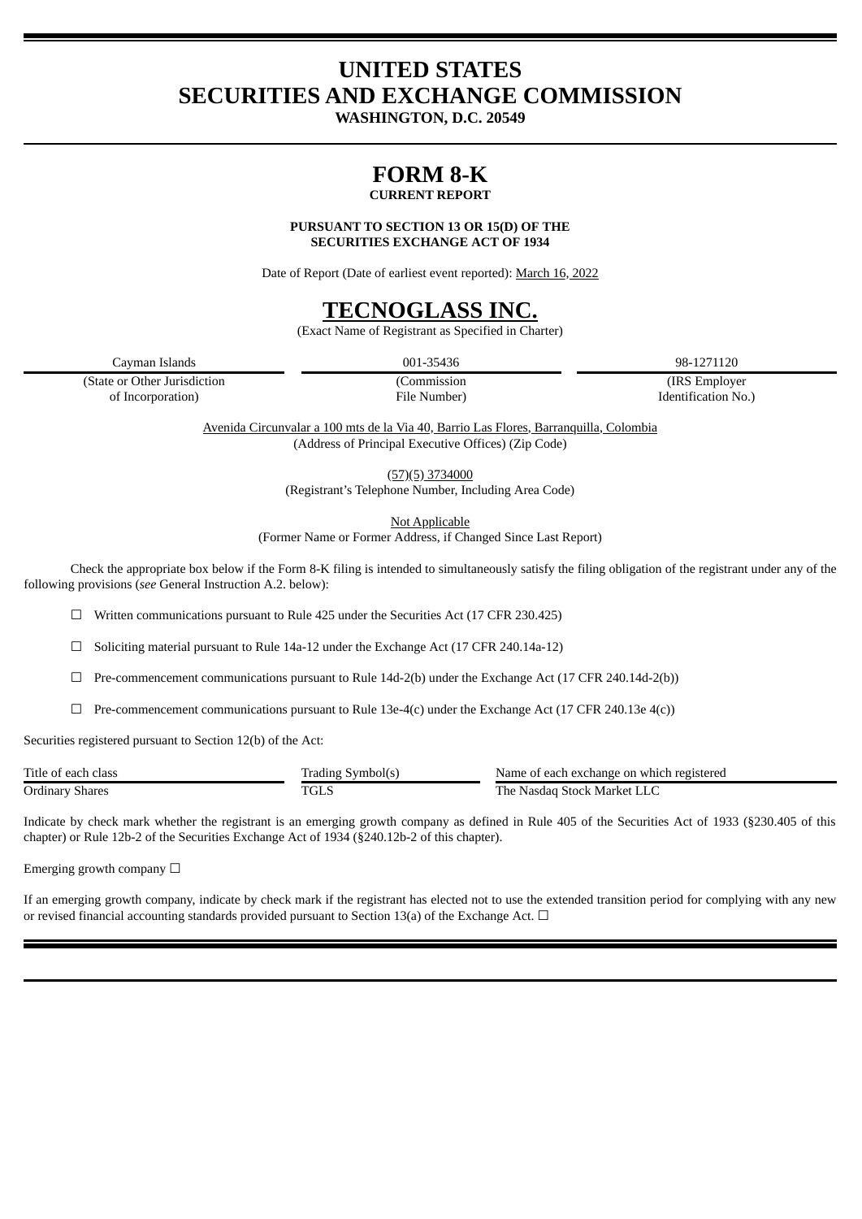# UNITED STATES
# SECURITIES AND EXCHANGE COMMISSION

**WASHINGTON, D.C. 20549**

# FORM 8-K

**CURRENT REPORT**

**PURSUANT TO SECTION 13 OR 15(D) OF THE SECURITIES EXCHANGE ACT OF 1934**

Date of Report (Date of earliest event reported): March 16, 2022

# TECNOGLASS INC.

(Exact Name of Registrant as Specified in Charter)

| Cayman Islands | 001-35436 | 98-1271120 |
|---|---|---|
| (State or Other Jurisdiction of Incorporation) | (Commission File Number) | (IRS Employer Identification No.) |

Avenida Circunvalar a 100 mts de la Via 40, Barrio Las Flores, Barranquilla, Colombia
(Address of Principal Executive Offices) (Zip Code)

(57)(5) 3734000
(Registrant's Telephone Number, Including Area Code)

Not Applicable
(Former Name or Former Address, if Changed Since Last Report)

Check the appropriate box below if the Form 8-K filing is intended to simultaneously satisfy the filing obligation of the registrant under any of the following provisions (*see* General Instruction A.2. below):

☐ Written communications pursuant to Rule 425 under the Securities Act (17 CFR 230.425)

☐ Soliciting material pursuant to Rule 14a-12 under the Exchange Act (17 CFR 240.14a-12)

☐ Pre-commencement communications pursuant to Rule 14d-2(b) under the Exchange Act (17 CFR 240.14d-2(b))

☐ Pre-commencement communications pursuant to Rule 13e-4(c) under the Exchange Act (17 CFR 240.13e 4(c))

Securities registered pursuant to Section 12(b) of the Act:

| Title of each class | Trading Symbol(s) | Name of each exchange on which registered |
|---|---|---|
| Ordinary Shares | TGLS | The Nasdaq Stock Market LLC |

Indicate by check mark whether the registrant is an emerging growth company as defined in Rule 405 of the Securities Act of 1933 (§230.405 of this chapter) or Rule 12b-2 of the Securities Exchange Act of 1934 (§240.12b-2 of this chapter).

Emerging growth company ☐

If an emerging growth company, indicate by check mark if the registrant has elected not to use the extended transition period for complying with any new or revised financial accounting standards provided pursuant to Section 13(a) of the Exchange Act. ☐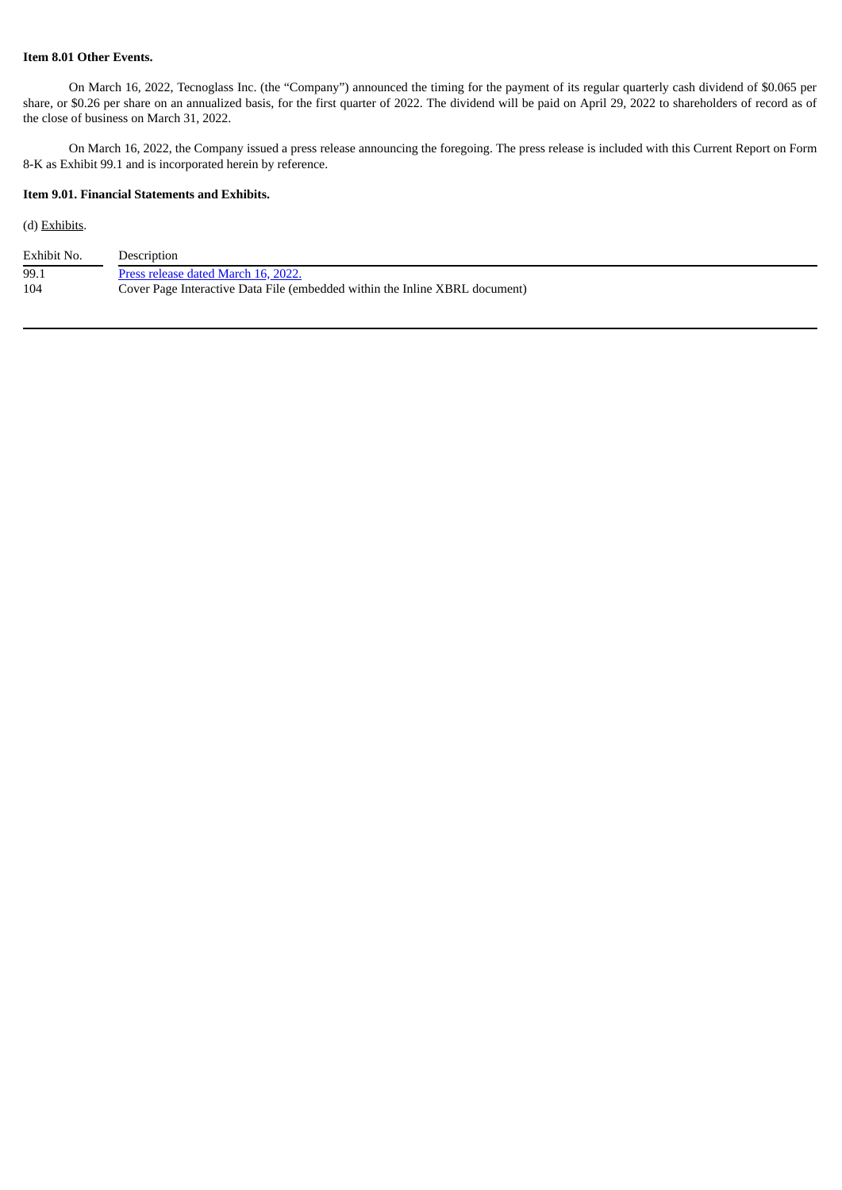**Item 8.01 Other Events.**

On March 16, 2022, Tecnoglass Inc. (the "Company") announced the timing for the payment of its regular quarterly cash dividend of $0.065 per share, or $0.26 per share on an annualized basis, for the first quarter of 2022. The dividend will be paid on April 29, 2022 to shareholders of record as of the close of business on March 31, 2022.

On March 16, 2022, the Company issued a press release announcing the foregoing. The press release is included with this Current Report on Form 8-K as Exhibit 99.1 and is incorporated herein by reference.

**Item 9.01. Financial Statements and Exhibits.**

(d) Exhibits.

| Exhibit No. | Description |
|---|---|
| 99.1 | Press release dated March 16, 2022. |
| 104 | Cover Page Interactive Data File (embedded within the Inline XBRL document) |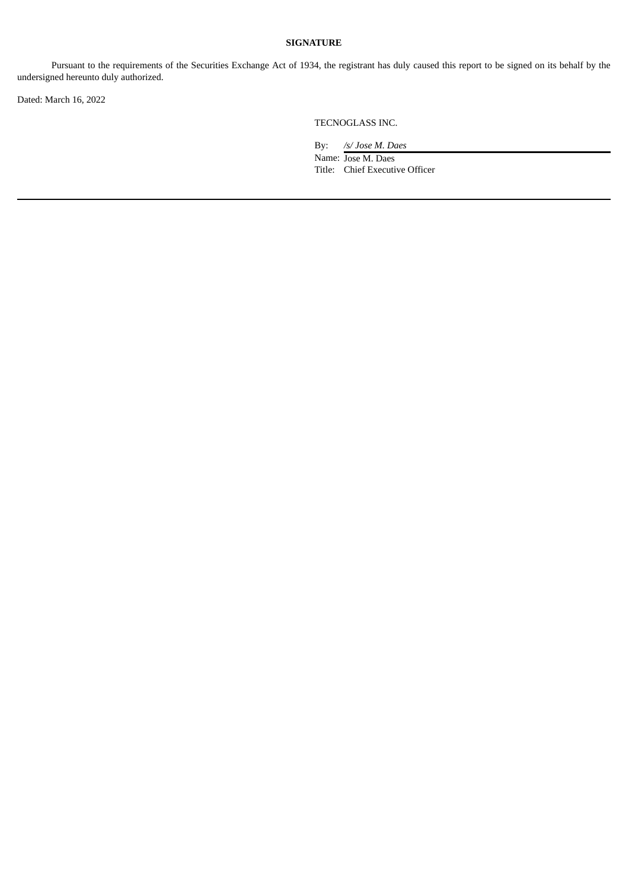**SIGNATURE**

Pursuant to the requirements of the Securities Exchange Act of 1934, the registrant has duly caused this report to be signed on its behalf by the undersigned hereunto duly authorized.

Dated: March 16, 2022

TECNOGLASS INC.

By: */s/ Jose M. Daes*

Name: Jose M. Daes

Title: Chief Executive Officer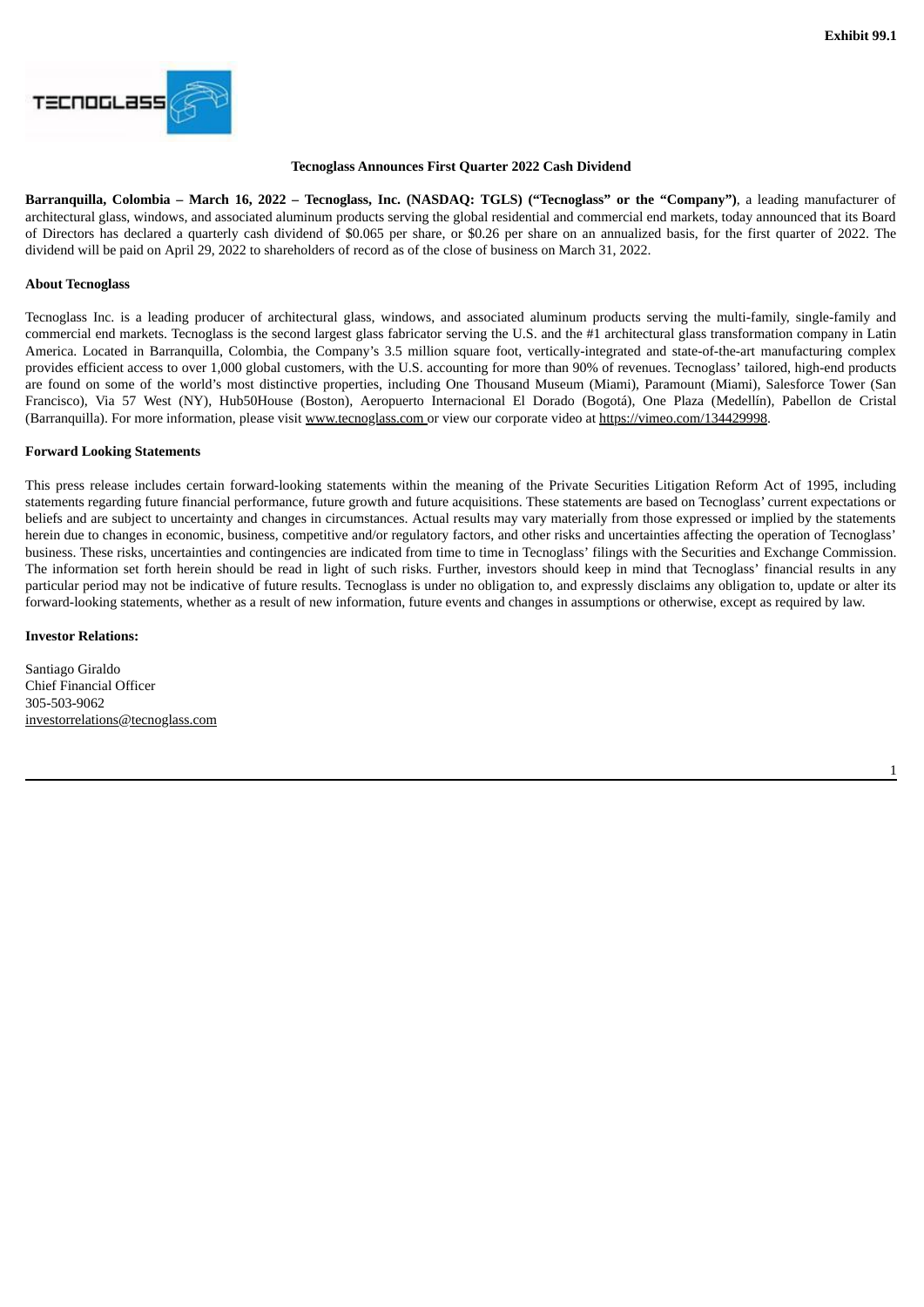**Exhibit 99.1**

## Tecnoglass Announces First Quarter 2022 Cash Dividend

**Barranquilla, Colombia – March 16, 2022 – Tecnoglass, Inc. (NASDAQ: TGLS) ("Tecnoglass" or the "Company")**, a leading manufacturer of architectural glass, windows, and associated aluminum products serving the global residential and commercial end markets, today announced that its Board of Directors has declared a quarterly cash dividend of $0.065 per share, or $0.26 per share on an annualized basis, for the first quarter of 2022. The dividend will be paid on April 29, 2022 to shareholders of record as of the close of business on March 31, 2022.

### About Tecnoglass

Tecnoglass Inc. is a leading producer of architectural glass, windows, and associated aluminum products serving the multi-family, single-family and commercial end markets. Tecnoglass is the second largest glass fabricator serving the U.S. and the #1 architectural glass transformation company in Latin America. Located in Barranquilla, Colombia, the Company's 3.5 million square foot, vertically-integrated and state-of-the-art manufacturing complex provides efficient access to over 1,000 global customers, with the U.S. accounting for more than 90% of revenues. Tecnoglass' tailored, high-end products are found on some of the world's most distinctive properties, including One Thousand Museum (Miami), Paramount (Miami), Salesforce Tower (San Francisco), Via 57 West (NY), Hub50House (Boston), Aeropuerto Internacional El Dorado (Bogotá), One Plaza (Medellín), Pabellon de Cristal (Barranquilla). For more information, please visit www.tecnoglass.com or view our corporate video at https://vimeo.com/134429998.

### Forward Looking Statements

This press release includes certain forward-looking statements within the meaning of the Private Securities Litigation Reform Act of 1995, including statements regarding future financial performance, future growth and future acquisitions. These statements are based on Tecnoglass' current expectations or beliefs and are subject to uncertainty and changes in circumstances. Actual results may vary materially from those expressed or implied by the statements herein due to changes in economic, business, competitive and/or regulatory factors, and other risks and uncertainties affecting the operation of Tecnoglass' business. These risks, uncertainties and contingencies are indicated from time to time in Tecnoglass' filings with the Securities and Exchange Commission. The information set forth herein should be read in light of such risks. Further, investors should keep in mind that Tecnoglass' financial results in any particular period may not be indicative of future results. Tecnoglass is under no obligation to, and expressly disclaims any obligation to, update or alter its forward-looking statements, whether as a result of new information, future events and changes in assumptions or otherwise, except as required by law.

### Investor Relations:

Santiago Giraldo
Chief Financial Officer
305-503-9062
investorrelations@tecnoglass.com